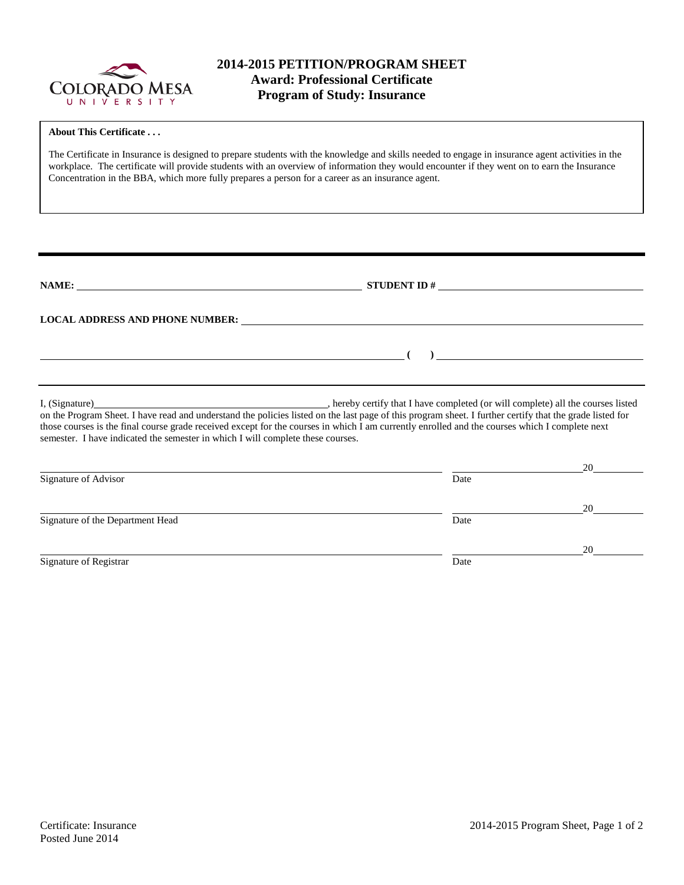# 2014-2015 PETITION/PROGRAM SHEET
## Award: Professional Certificate
## Program of Study: Insurance

**About This Certificate . . .**

The Certificate in Insurance is designed to prepare students with the knowledge and skills needed to engage in insurance agent activities in the workplace. The certificate will provide students with an overview of information they would encounter if they went on to earn the Insurance Concentration in the BBA, which more fully prepares a person for a career as an insurance agent.

---

**NAME:** ______________________________ **STUDENT ID #** ______________________________

**LOCAL ADDRESS AND PHONE NUMBER:** ______________________________

______________________________ **(     )** ______________________________

---

I, (Signature)______________________________, hereby certify that I have completed (or will complete) all the courses listed on the Program Sheet. I have read and understand the policies listed on the last page of this program sheet. I further certify that the grade listed for those courses is the final course grade received except for the courses in which I am currently enrolled and the courses which I complete next semester. I have indicated the semester in which I will complete these courses.

______________________________ ______________ 20______
Signature of Advisor Date

______________________________ ______________ 20______
Signature of the Department Head Date

______________________________ ______________ 20______
Signature of Registrar Date

Certificate: Insurance
Posted June 2014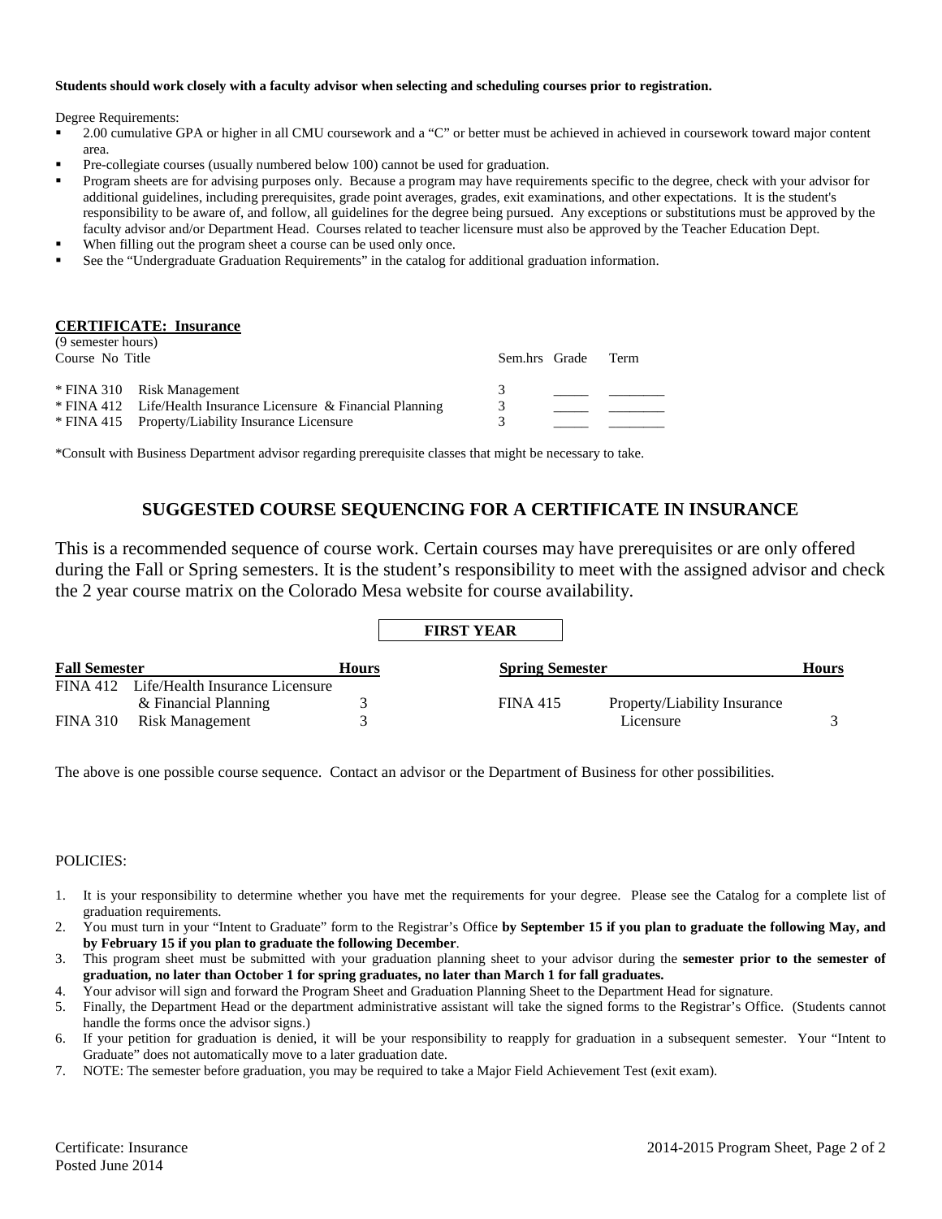**Students should work closely with a faculty advisor when selecting and scheduling courses prior to registration.**

Degree Requirements:

- 2.00 cumulative GPA or higher in all CMU coursework and a "C" or better must be achieved in achieved in coursework toward major content area.
- Pre-collegiate courses (usually numbered below 100) cannot be used for graduation.
- Program sheets are for advising purposes only. Because a program may have requirements specific to the degree, check with your advisor for additional guidelines, including prerequisites, grade point averages, grades, exit examinations, and other expectations. It is the student's responsibility to be aware of, and follow, all guidelines for the degree being pursued. Any exceptions or substitutions must be approved by the faculty advisor and/or Department Head. Courses related to teacher licensure must also be approved by the Teacher Education Dept.
- When filling out the program sheet a course can be used only once.
- See the "Undergraduate Graduation Requirements" in the catalog for additional graduation information.

**CERTIFICATE: Insurance**

(9 semester hours)

| Course No | Title | Sem.hrs | Grade | Term |
|---|---|---|---|---|
| * FINA 310 | Risk Management | 3 | _____ | ________ |
| * FINA 412 | Life/Health Insurance Licensure & Financial Planning | 3 | _____ | ________ |
| * FINA 415 | Property/Liability Insurance Licensure | 3 | _____ | ________ |

*Consult with Business Department advisor regarding prerequisite classes that might be necessary to take.

## SUGGESTED COURSE SEQUENCING FOR A CERTIFICATE IN INSURANCE

This is a recommended sequence of course work. Certain courses may have prerequisites or are only offered during the Fall or Spring semesters. It is the student's responsibility to meet with the assigned advisor and check the 2 year course matrix on the Colorado Mesa website for course availability.

**FIRST YEAR**

| Fall Semester | | Hours | Spring Semester | | Hours |
|---|---|---|---|---|---|
| FINA 412 | Life/Health Insurance Licensure & Financial Planning | 3 | FINA 415 | Property/Liability Insurance Licensure | 3 |
| FINA 310 | Risk Management | 3 | | | |

The above is one possible course sequence. Contact an advisor or the Department of Business for other possibilities.

POLICIES:

1. It is your responsibility to determine whether you have met the requirements for your degree. Please see the Catalog for a complete list of graduation requirements.
2. You must turn in your "Intent to Graduate" form to the Registrar's Office **by September 15 if you plan to graduate the following May, and by February 15 if you plan to graduate the following December**.
3. This program sheet must be submitted with your graduation planning sheet to your advisor during the **semester prior to the semester of graduation, no later than October 1 for spring graduates, no later than March 1 for fall graduates.**
4. Your advisor will sign and forward the Program Sheet and Graduation Planning Sheet to the Department Head for signature.
5. Finally, the Department Head or the department administrative assistant will take the signed forms to the Registrar's Office. (Students cannot handle the forms once the advisor signs.)
6. If your petition for graduation is denied, it will be your responsibility to reapply for graduation in a subsequent semester. Your "Intent to Graduate" does not automatically move to a later graduation date.
7. NOTE: The semester before graduation, you may be required to take a Major Field Achievement Test (exit exam).

Certificate: Insurance
Posted June 2014